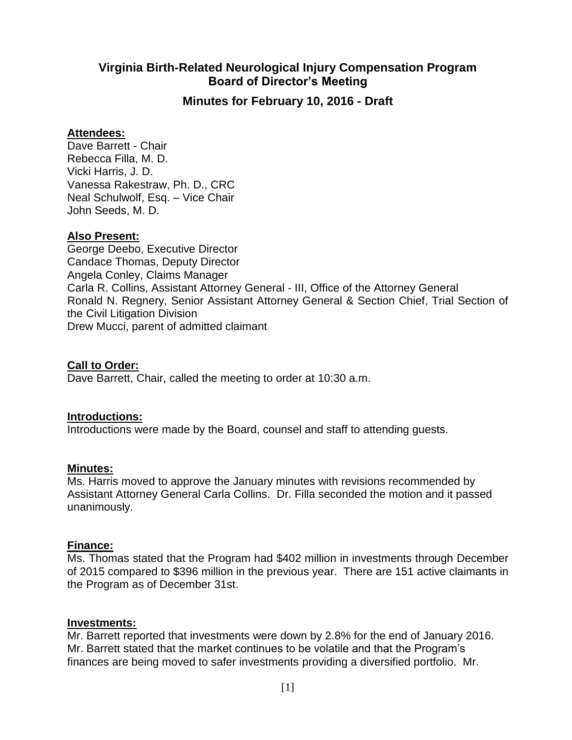# Virginia Birth-Related Neurological Injury Compensation Program
## Board of Director's Meeting

### Minutes for February 10, 2016 - Draft

**Attendees:**

Dave Barrett - Chair
Rebecca Filla, M. D.
Vicki Harris, J. D.
Vanessa Rakestraw, Ph. D., CRC
Neal Schulwolf, Esq. – Vice Chair
John Seeds, M. D.

**Also Present:**

George Deebo, Executive Director
Candace Thomas, Deputy Director
Angela Conley, Claims Manager
Carla R. Collins, Assistant Attorney General - III, Office of the Attorney General
Ronald N. Regnery, Senior Assistant Attorney General & Section Chief, Trial Section of the Civil Litigation Division
Drew Mucci, parent of admitted claimant

**Call to Order:**

Dave Barrett, Chair, called the meeting to order at 10:30 a.m.

**Introductions:**

Introductions were made by the Board, counsel and staff to attending guests.

**Minutes:**

Ms. Harris moved to approve the January minutes with revisions recommended by Assistant Attorney General Carla Collins. Dr. Filla seconded the motion and it passed unanimously.

**Finance:**

Ms. Thomas stated that the Program had $402 million in investments through December of 2015 compared to $396 million in the previous year. There are 151 active claimants in the Program as of December 31st.

**Investments:**

Mr. Barrett reported that investments were down by 2.8% for the end of January 2016. Mr. Barrett stated that the market continues to be volatile and that the Program's finances are being moved to safer investments providing a diversified portfolio. Mr.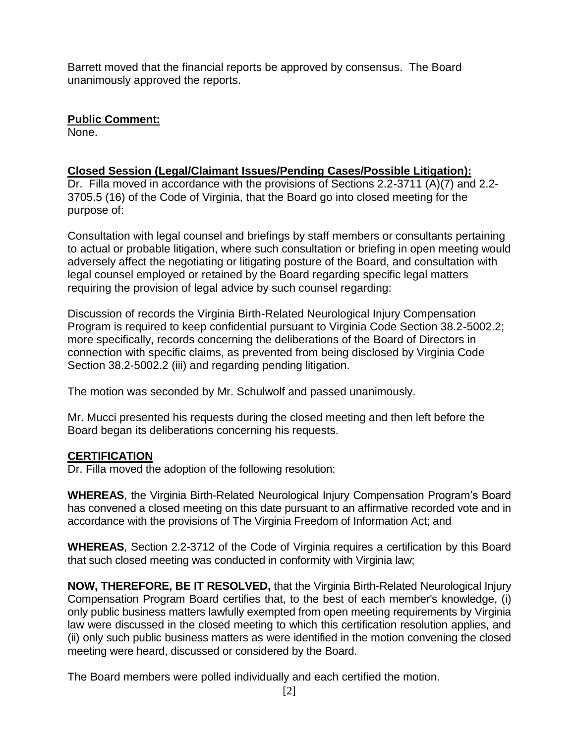Barrett moved that the financial reports be approved by consensus. The Board unanimously approved the reports.

**Public Comment:**
None.

**Closed Session (Legal/Claimant Issues/Pending Cases/Possible Litigation):**
Dr. Filla moved in accordance with the provisions of Sections 2.2-3711 (A)(7) and 2.2-3705.5 (16) of the Code of Virginia, that the Board go into closed meeting for the purpose of:

Consultation with legal counsel and briefings by staff members or consultants pertaining to actual or probable litigation, where such consultation or briefing in open meeting would adversely affect the negotiating or litigating posture of the Board, and consultation with legal counsel employed or retained by the Board regarding specific legal matters requiring the provision of legal advice by such counsel regarding:

Discussion of records the Virginia Birth-Related Neurological Injury Compensation Program is required to keep confidential pursuant to Virginia Code Section 38.2-5002.2; more specifically, records concerning the deliberations of the Board of Directors in connection with specific claims, as prevented from being disclosed by Virginia Code Section 38.2-5002.2 (iii) and regarding pending litigation.

The motion was seconded by Mr. Schulwolf and passed unanimously.

Mr. Mucci presented his requests during the closed meeting and then left before the Board began its deliberations concerning his requests.

**CERTIFICATION**
Dr. Filla moved the adoption of the following resolution:

**WHEREAS**, the Virginia Birth-Related Neurological Injury Compensation Program's Board has convened a closed meeting on this date pursuant to an affirmative recorded vote and in accordance with the provisions of The Virginia Freedom of Information Act; and

**WHEREAS**, Section 2.2-3712 of the Code of Virginia requires a certification by this Board that such closed meeting was conducted in conformity with Virginia law;

**NOW, THEREFORE, BE IT RESOLVED,** that the Virginia Birth-Related Neurological Injury Compensation Program Board certifies that, to the best of each member's knowledge, (i) only public business matters lawfully exempted from open meeting requirements by Virginia law were discussed in the closed meeting to which this certification resolution applies, and (ii) only such public business matters as were identified in the motion convening the closed meeting were heard, discussed or considered by the Board.

The Board members were polled individually and each certified the motion.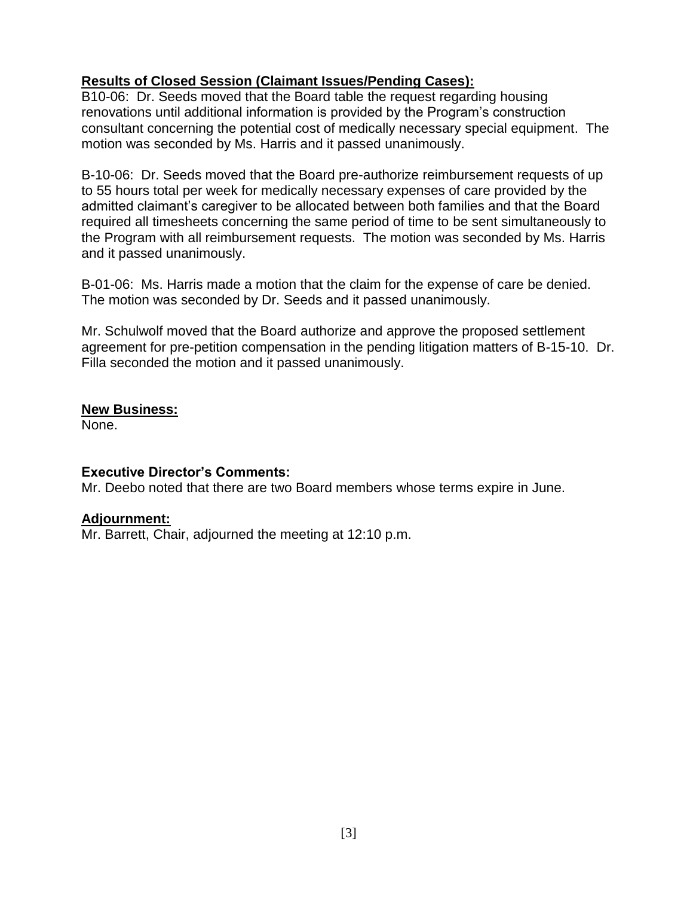**Results of Closed Session (Claimant Issues/Pending Cases):**

B10-06: Dr. Seeds moved that the Board table the request regarding housing renovations until additional information is provided by the Program's construction consultant concerning the potential cost of medically necessary special equipment. The motion was seconded by Ms. Harris and it passed unanimously.

B-10-06: Dr. Seeds moved that the Board pre-authorize reimbursement requests of up to 55 hours total per week for medically necessary expenses of care provided by the admitted claimant's caregiver to be allocated between both families and that the Board required all timesheets concerning the same period of time to be sent simultaneously to the Program with all reimbursement requests. The motion was seconded by Ms. Harris and it passed unanimously.

B-01-06: Ms. Harris made a motion that the claim for the expense of care be denied. The motion was seconded by Dr. Seeds and it passed unanimously.

Mr. Schulwolf moved that the Board authorize and approve the proposed settlement agreement for pre-petition compensation in the pending litigation matters of B-15-10. Dr. Filla seconded the motion and it passed unanimously.

**New Business:**

None.

**Executive Director's Comments:**

Mr. Deebo noted that there are two Board members whose terms expire in June.

**Adjournment:**

Mr. Barrett, Chair, adjourned the meeting at 12:10 p.m.